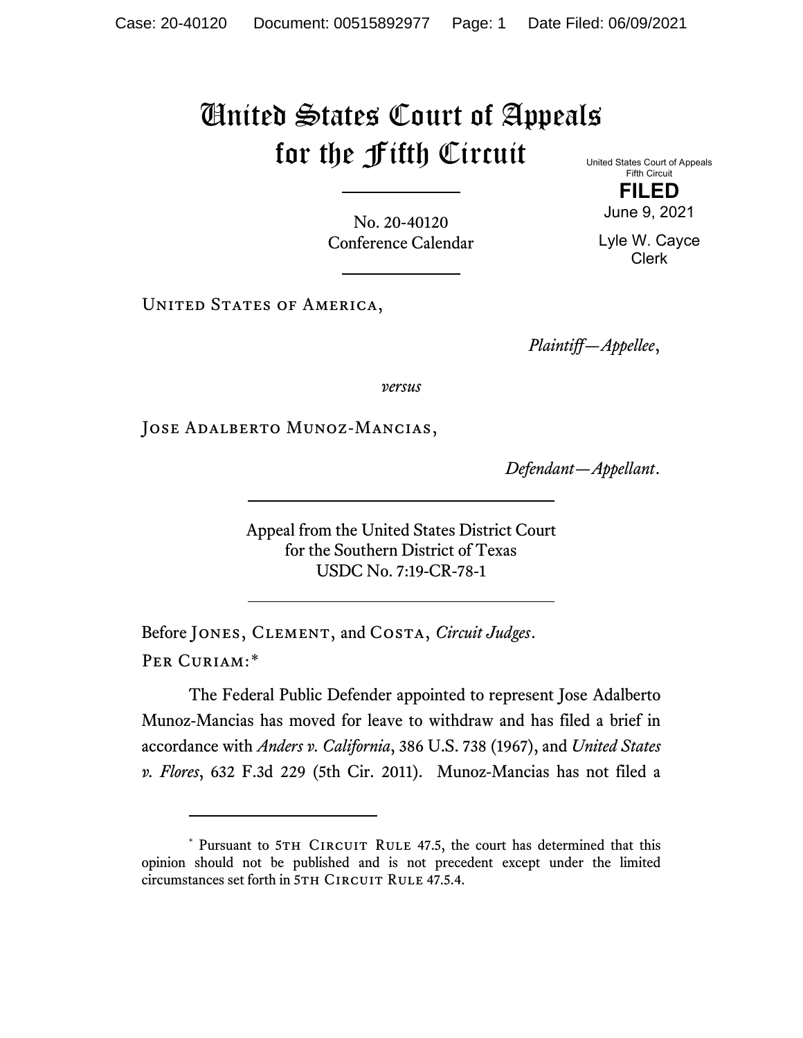# United States Court of Appeals for the Fifth Circuit

United States Court of Appeals
Fifth Circuit

**FILED**

June 9, 2021

Lyle W. Cayce
Clerk

No. 20-40120
Conference Calendar

---

United States of America,

*Plaintiff—Appellee*,

*versus*

Jose Adalberto Munoz-Mancias,

*Defendant—Appellant*.

---

Appeal from the United States District Court
for the Southern District of Texas
USDC No. 7:19-CR-78-1

---

Before Jones, Clement, and Costa, *Circuit Judges*.

Per Curiam:*

The Federal Public Defender appointed to represent Jose Adalberto Munoz-Mancias has moved for leave to withdraw and has filed a brief in accordance with *Anders v. California*, 386 U.S. 738 (1967), and *United States v. Flores*, 632 F.3d 229 (5th Cir. 2011). Munoz-Mancias has not filed a

---

* Pursuant to 5th Circuit Rule 47.5, the court has determined that this opinion should not be published and is not precedent except under the limited circumstances set forth in 5th Circuit Rule 47.5.4.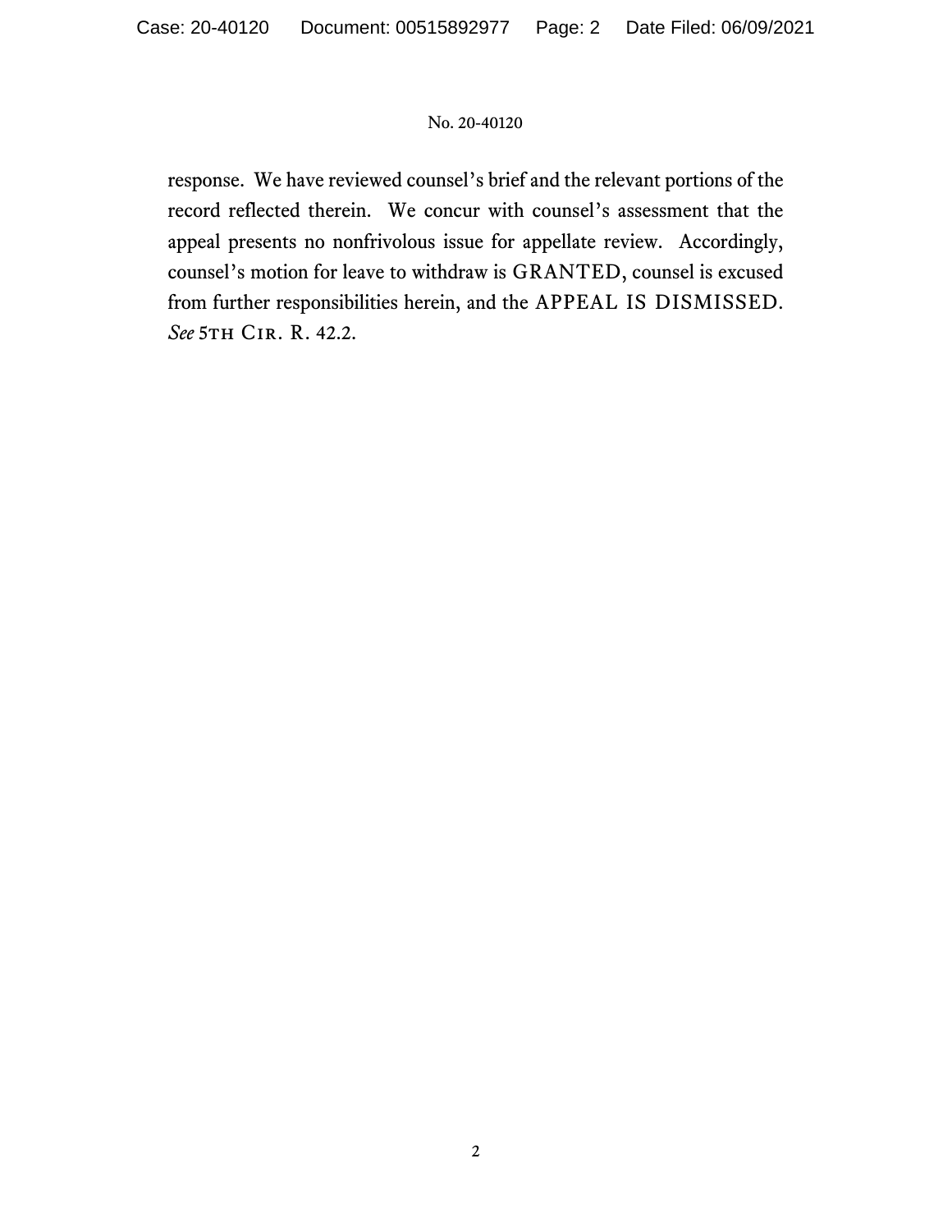response. We have reviewed counsel's brief and the relevant portions of the record reflected therein. We concur with counsel's assessment that the appeal presents no nonfrivolous issue for appellate review. Accordingly, counsel's motion for leave to withdraw is GRANTED, counsel is excused from further responsibilities herein, and the APPEAL IS DISMISSED. *See* 5TH CIR. R. 42.2.